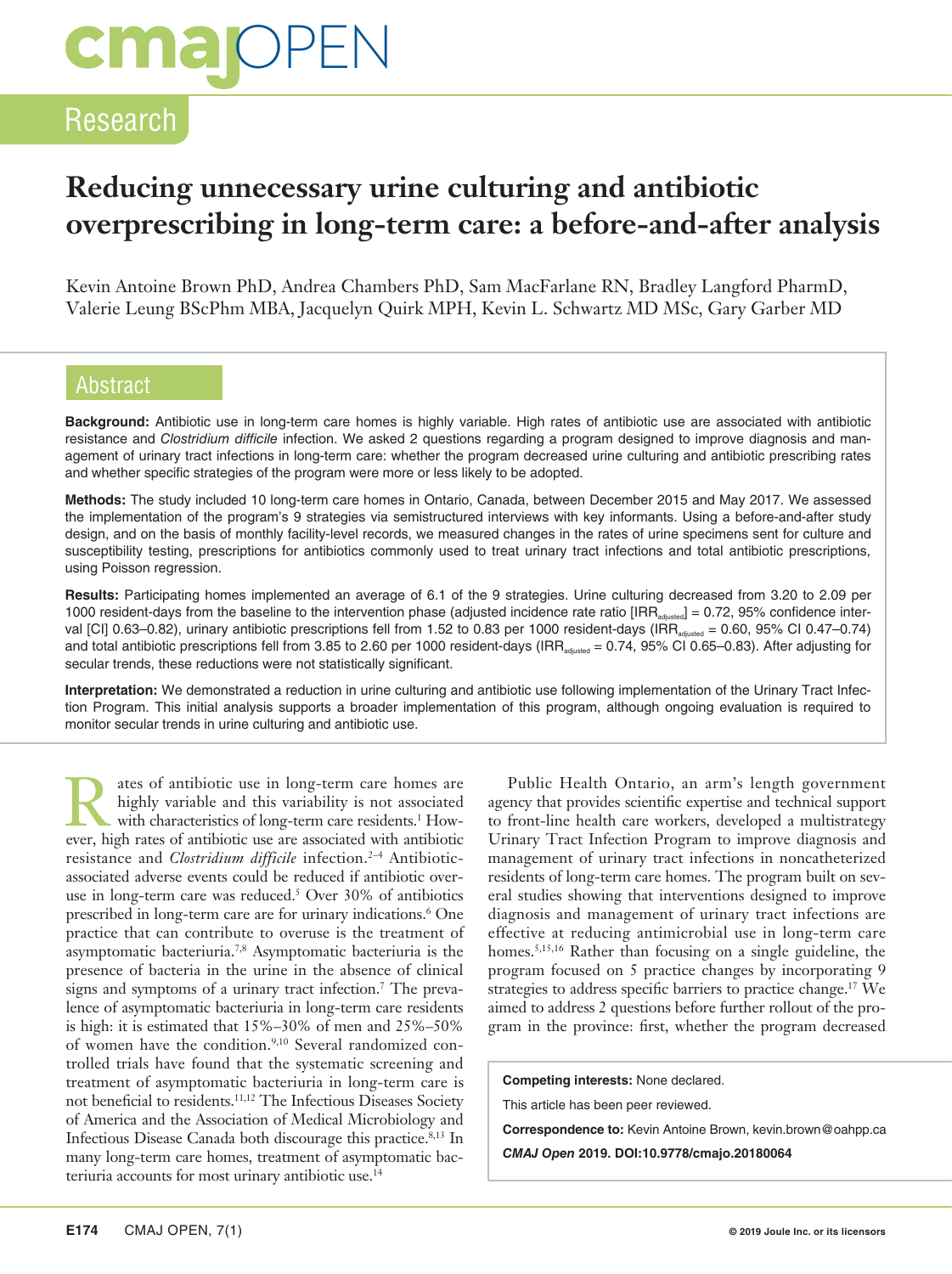Research

# Reducing unnecessary urine culturing and antibiotic overprescribing in long-term care: a before-and-after analysis

Kevin Antoine Brown PhD, Andrea Chambers PhD, Sam MacFarlane RN, Bradley Langford PharmD, Valerie Leung BScPhm MBA, Jacquelyn Quirk MPH, Kevin L. Schwartz MD MSc, Gary Garber MD

## Abstract

**Background:** Antibiotic use in long-term care homes is highly variable. High rates of antibiotic use are associated with antibiotic resistance and *Clostridium difficile* infection. We asked 2 questions regarding a program designed to improve diagnosis and management of urinary tract infections in long-term care: whether the program decreased urine culturing and antibiotic prescribing rates and whether specific strategies of the program were more or less likely to be adopted.

**Methods:** The study included 10 long-term care homes in Ontario, Canada, between December 2015 and May 2017. We assessed the implementation of the program's 9 strategies via semistructured interviews with key informants. Using a before-and-after study design, and on the basis of monthly facility-level records, we measured changes in the rates of urine specimens sent for culture and susceptibility testing, prescriptions for antibiotics commonly used to treat urinary tract infections and total antibiotic prescriptions, using Poisson regression.

**Results:** Participating homes implemented an average of 6.1 of the 9 strategies. Urine culturing decreased from 3.20 to 2.09 per 1000 resident-days from the baseline to the intervention phase (adjusted incidence rate ratio [$IRR_{adjusted}$] = 0.72, 95% confidence interval [CI] 0.63–0.82), urinary antibiotic prescriptions fell from 1.52 to 0.83 per 1000 resident-days ($IRR_{adjusted}$ = 0.60, 95% CI 0.47–0.74) and total antibiotic prescriptions fell from 3.85 to 2.60 per 1000 resident-days ($IRR_{adjusted}$ = 0.74, 95% CI 0.65–0.83). After adjusting for secular trends, these reductions were not statistically significant.

**Interpretation:** We demonstrated a reduction in urine culturing and antibiotic use following implementation of the Urinary Tract Infection Program. This initial analysis supports a broader implementation of this program, although ongoing evaluation is required to monitor secular trends in urine culturing and antibiotic use.

Rates of antibiotic use in long-term care homes are highly variable and this variability is not associated with characteristics of long-term care residents.[1] However, high rates of antibiotic use are associated with antibiotic resistance and *Clostridium difficile* infection.[2–4] Antibiotic-associated adverse events could be reduced if antibiotic overuse in long-term care was reduced.[5] Over 30% of antibiotics prescribed in long-term care are for urinary indications.[6] One practice that can contribute to overuse is the treatment of asymptomatic bacteriuria.[7,8] Asymptomatic bacteriuria is the presence of bacteria in the urine in the absence of clinical signs and symptoms of a urinary tract infection.[7] The prevalence of asymptomatic bacteriuria in long-term care residents is high: it is estimated that 15%–30% of men and 25%–50% of women have the condition.[9,10] Several randomized controlled trials have found that the systematic screening and treatment of asymptomatic bacteriuria in long-term care is not beneficial to residents.[11,12] The Infectious Diseases Society of America and the Association of Medical Microbiology and Infectious Disease Canada both discourage this practice.[8,13] In many long-term care homes, treatment of asymptomatic bacteriuria accounts for most urinary antibiotic use.[14]

Public Health Ontario, an arm's length government agency that provides scientific expertise and technical support to front-line health care workers, developed a multistrategy Urinary Tract Infection Program to improve diagnosis and management of urinary tract infections in noncatheterized residents of long-term care homes. The program built on several studies showing that interventions designed to improve diagnosis and management of urinary tract infections are effective at reducing antimicrobial use in long-term care homes.[5,15,16] Rather than focusing on a single guideline, the program focused on 5 practice changes by incorporating 9 strategies to address specific barriers to practice change.[17] We aimed to address 2 questions before further rollout of the program in the province: first, whether the program decreased

**Competing interests:** None declared.

This article has been peer reviewed.

**Correspondence to:** Kevin Antoine Brown, kevin.brown@oahpp.ca

***CMAJ Open*** **2019. DOI:10.9778/cmajo.20180064**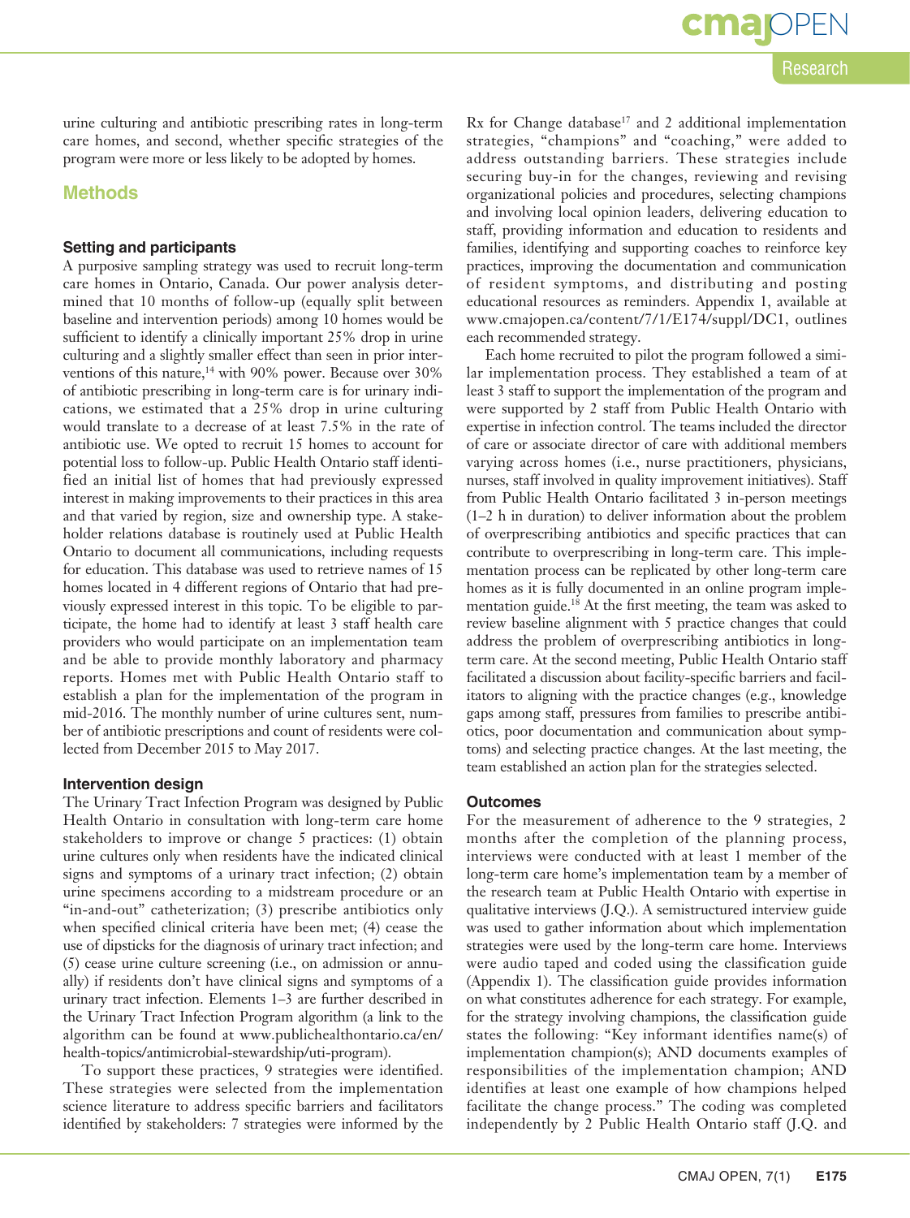urine culturing and antibiotic prescribing rates in long-term care homes, and second, whether specific strategies of the program were more or less likely to be adopted by homes.

## Methods

### Setting and participants

A purposive sampling strategy was used to recruit long-term care homes in Ontario, Canada. Our power analysis determined that 10 months of follow-up (equally split between baseline and intervention periods) among 10 homes would be sufficient to identify a clinically important 25% drop in urine culturing and a slightly smaller effect than seen in prior interventions of this nature,[14] with 90% power. Because over 30% of antibiotic prescribing in long-term care is for urinary indications, we estimated that a 25% drop in urine culturing would translate to a decrease of at least 7.5% in the rate of antibiotic use. We opted to recruit 15 homes to account for potential loss to follow-up. Public Health Ontario staff identified an initial list of homes that had previously expressed interest in making improvements to their practices in this area and that varied by region, size and ownership type. A stakeholder relations database is routinely used at Public Health Ontario to document all communications, including requests for education. This database was used to retrieve names of 15 homes located in 4 different regions of Ontario that had previously expressed interest in this topic. To be eligible to participate, the home had to identify at least 3 staff health care providers who would participate on an implementation team and be able to provide monthly laboratory and pharmacy reports. Homes met with Public Health Ontario staff to establish a plan for the implementation of the program in mid-2016. The monthly number of urine cultures sent, number of antibiotic prescriptions and count of residents were collected from December 2015 to May 2017.

### Intervention design

The Urinary Tract Infection Program was designed by Public Health Ontario in consultation with long-term care home stakeholders to improve or change 5 practices: (1) obtain urine cultures only when residents have the indicated clinical signs and symptoms of a urinary tract infection; (2) obtain urine specimens according to a midstream procedure or an "in-and-out" catheterization; (3) prescribe antibiotics only when specified clinical criteria have been met; (4) cease the use of dipsticks for the diagnosis of urinary tract infection; and (5) cease urine culture screening (i.e., on admission or annually) if residents don't have clinical signs and symptoms of a urinary tract infection. Elements 1–3 are further described in the Urinary Tract Infection Program algorithm (a link to the algorithm can be found at www.publichealthontario.ca/en/health-topics/antimicrobial-stewardship/uti-program).

To support these practices, 9 strategies were identified. These strategies were selected from the implementation science literature to address specific barriers and facilitators identified by stakeholders: 7 strategies were informed by the Rx for Change database[17] and 2 additional implementation strategies, "champions" and "coaching," were added to address outstanding barriers. These strategies include securing buy-in for the changes, reviewing and revising organizational policies and procedures, selecting champions and involving local opinion leaders, delivering education to staff, providing information and education to residents and families, identifying and supporting coaches to reinforce key practices, improving the documentation and communication of resident symptoms, and distributing and posting educational resources as reminders. Appendix 1, available at www.cmajopen.ca/content/7/1/E174/suppl/DC1, outlines each recommended strategy.

Each home recruited to pilot the program followed a similar implementation process. They established a team of at least 3 staff to support the implementation of the program and were supported by 2 staff from Public Health Ontario with expertise in infection control. The teams included the director of care or associate director of care with additional members varying across homes (i.e., nurse practitioners, physicians, nurses, staff involved in quality improvement initiatives). Staff from Public Health Ontario facilitated 3 in-person meetings (1–2 h in duration) to deliver information about the problem of overprescribing antibiotics and specific practices that can contribute to overprescribing in long-term care. This implementation process can be replicated by other long-term care homes as it is fully documented in an online program implementation guide.[18] At the first meeting, the team was asked to review baseline alignment with 5 practice changes that could address the problem of overprescribing antibiotics in long-term care. At the second meeting, Public Health Ontario staff facilitated a discussion about facility-specific barriers and facilitators to aligning with the practice changes (e.g., knowledge gaps among staff, pressures from families to prescribe antibiotics, poor documentation and communication about symptoms) and selecting practice changes. At the last meeting, the team established an action plan for the strategies selected.

### Outcomes

For the measurement of adherence to the 9 strategies, 2 months after the completion of the planning process, interviews were conducted with at least 1 member of the long-term care home's implementation team by a member of the research team at Public Health Ontario with expertise in qualitative interviews (J.Q.). A semistructured interview guide was used to gather information about which implementation strategies were used by the long-term care home. Interviews were audio taped and coded using the classification guide (Appendix 1). The classification guide provides information on what constitutes adherence for each strategy. For example, for the strategy involving champions, the classification guide states the following: "Key informant identifies name(s) of implementation champion(s); AND documents examples of responsibilities of the implementation champion; AND identifies at least one example of how champions helped facilitate the change process." The coding was completed independently by 2 Public Health Ontario staff (J.Q. and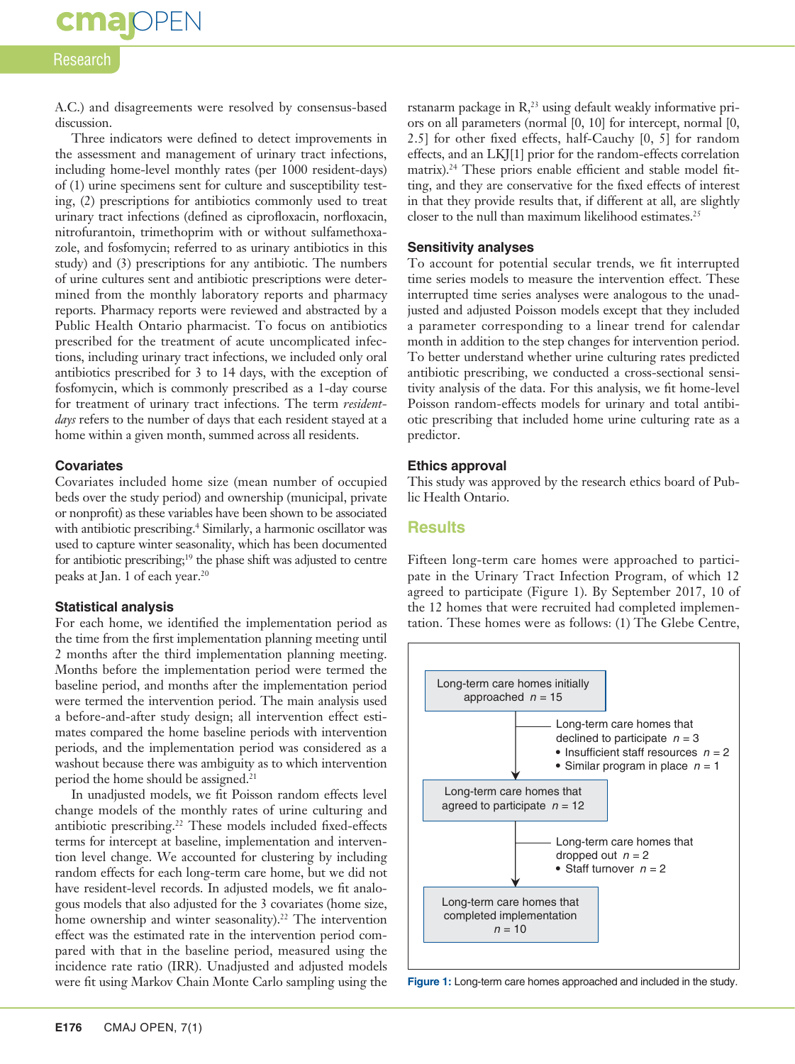A.C.) and disagreements were resolved by consensus-based discussion.

Three indicators were defined to detect improvements in the assessment and management of urinary tract infections, including home-level monthly rates (per 1000 resident-days) of (1) urine specimens sent for culture and susceptibility testing, (2) prescriptions for antibiotics commonly used to treat urinary tract infections (defined as ciprofloxacin, norfloxacin, nitrofurantoin, trimethoprim with or without sulfamethoxazole, and fosfomycin; referred to as urinary antibiotics in this study) and (3) prescriptions for any antibiotic. The numbers of urine cultures sent and antibiotic prescriptions were determined from the monthly laboratory reports and pharmacy reports. Pharmacy reports were reviewed and abstracted by a Public Health Ontario pharmacist. To focus on antibiotics prescribed for the treatment of acute uncomplicated infections, including urinary tract infections, we included only oral antibiotics prescribed for 3 to 14 days, with the exception of fosfomycin, which is commonly prescribed as a 1-day course for treatment of urinary tract infections. The term *resident-days* refers to the number of days that each resident stayed at a home within a given month, summed across all residents.

### Covariates

Covariates included home size (mean number of occupied beds over the study period) and ownership (municipal, private or nonprofit) as these variables have been shown to be associated with antibiotic prescribing.[4] Similarly, a harmonic oscillator was used to capture winter seasonality, which has been documented for antibiotic prescribing;[19] the phase shift was adjusted to centre peaks at Jan. 1 of each year.[20]

### Statistical analysis

For each home, we identified the implementation period as the time from the first implementation planning meeting until 2 months after the third implementation planning meeting. Months before the implementation period were termed the baseline period, and months after the implementation period were termed the intervention period. The main analysis used a before-and-after study design; all intervention effect estimates compared the home baseline periods with intervention periods, and the implementation period was considered as a washout because there was ambiguity as to which intervention period the home should be assigned.[21]

In unadjusted models, we fit Poisson random effects level change models of the monthly rates of urine culturing and antibiotic prescribing.[22] These models included fixed-effects terms for intercept at baseline, implementation and intervention level change. We accounted for clustering by including random effects for each long-term care home, but we did not have resident-level records. In adjusted models, we fit analogous models that also adjusted for the 3 covariates (home size, home ownership and winter seasonality).[22] The intervention effect was the estimated rate in the intervention period compared with that in the baseline period, measured using the incidence rate ratio (IRR). Unadjusted and adjusted models were fit using Markov Chain Monte Carlo sampling using the rstanarm package in R,[23] using default weakly informative priors on all parameters (normal [0, 10] for intercept, normal [0, 2.5] for other fixed effects, half-Cauchy [0, 5] for random effects, and an LKJ[1] prior for the random-effects correlation matrix).[24] These priors enable efficient and stable model fitting, and they are conservative for the fixed effects of interest in that they provide results that, if different at all, are slightly closer to the null than maximum likelihood estimates.[25]

### Sensitivity analyses

To account for potential secular trends, we fit interrupted time series models to measure the intervention effect. These interrupted time series analyses were analogous to the unadjusted and adjusted Poisson models except that they included a parameter corresponding to a linear trend for calendar month in addition to the step changes for intervention period. To better understand whether urine culturing rates predicted antibiotic prescribing, we conducted a cross-sectional sensitivity analysis of the data. For this analysis, we fit home-level Poisson random-effects models for urinary and total antibiotic prescribing that included home urine culturing rate as a predictor.

### Ethics approval

This study was approved by the research ethics board of Public Health Ontario.

## Results

Fifteen long-term care homes were approached to participate in the Urinary Tract Infection Program, of which 12 agreed to participate (Figure 1). By September 2017, 10 of the 12 homes that were recruited had completed implementation. These homes were as follows: (1) The Glebe Centre,

Long-term care homes initially approached $n = 15$

→ Long-term care homes that declined to participate $n = 3$
- Insufficient staff resources $n = 2$
- Similar program in place $n = 1$

Long-term care homes that agreed to participate $n = 12$

→ Long-term care homes that dropped out $n = 2$
- Staff turnover $n = 2$

Long-term care homes that completed implementation $n = 10$

**Figure 1:** Long-term care homes approached and included in the study.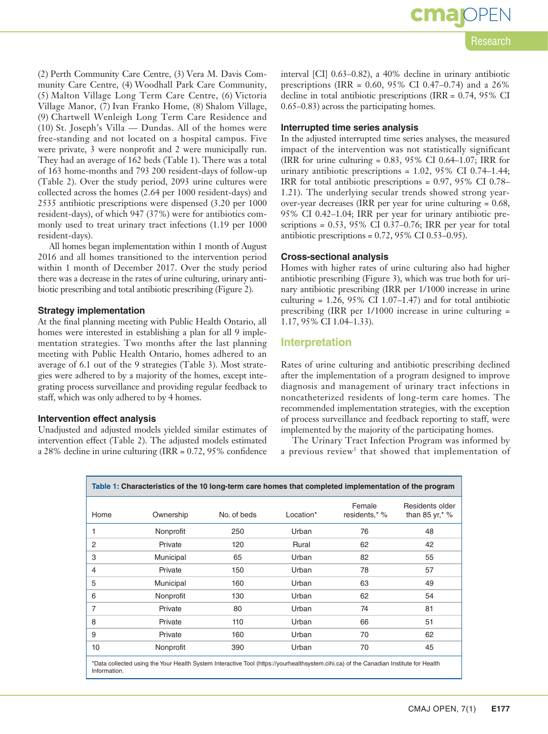(2) Perth Community Care Centre, (3) Vera M. Davis Community Care Centre, (4) Woodhall Park Care Community, (5) Malton Village Long Term Care Centre, (6) Victoria Village Manor, (7) Ivan Franko Home, (8) Shalom Village, (9) Chartwell Wenleigh Long Term Care Residence and (10) St. Joseph's Villa — Dundas. All of the homes were free-standing and not located on a hospital campus. Five were private, 3 were nonprofit and 2 were municipally run. They had an average of 162 beds (Table 1). There was a total of 163 home-months and 793 200 resident-days of follow-up (Table 2). Over the study period, 2093 urine cultures were collected across the homes (2.64 per 1000 resident-days) and 2535 antibiotic prescriptions were dispensed (3.20 per 1000 resident-days), of which 947 (37%) were for antibiotics commonly used to treat urinary tract infections (1.19 per 1000 resident-days).

All homes began implementation within 1 month of August 2016 and all homes transitioned to the intervention period within 1 month of December 2017. Over the study period there was a decrease in the rates of urine culturing, urinary antibiotic prescribing and total antibiotic prescribing (Figure 2).

### Strategy implementation

At the final planning meeting with Public Health Ontario, all homes were interested in establishing a plan for all 9 implementation strategies. Two months after the last planning meeting with Public Health Ontario, homes adhered to an average of 6.1 out of the 9 strategies (Table 3). Most strategies were adhered to by a majority of the homes, except integrating process surveillance and providing regular feedback to staff, which was only adhered to by 4 homes.

### Intervention effect analysis

Unadjusted and adjusted models yielded similar estimates of intervention effect (Table 2). The adjusted models estimated a 28% decline in urine culturing (IRR = 0.72, 95% confidence interval [CI] 0.63–0.82), a 40% decline in urinary antibiotic prescriptions (IRR = 0.60, 95% CI 0.47–0.74) and a 26% decline in total antibiotic prescriptions (IRR = 0.74, 95% CI 0.65–0.83) across the participating homes.

### Interrupted time series analysis

In the adjusted interrupted time series analyses, the measured impact of the intervention was not statistically significant (IRR for urine culturing = 0.83, 95% CI 0.64–1.07; IRR for urinary antibiotic prescriptions = 1.02, 95% CI 0.74–1.44; IRR for total antibiotic prescriptions = 0.97, 95% CI 0.78–1.21). The underlying secular trends showed strong year-over-year decreases (IRR per year for urine culturing = 0.68, 95% CI 0.42–1.04; IRR per year for urinary antibiotic prescriptions = 0.53, 95% CI 0.37–0.76; IRR per year for total antibiotic prescriptions = 0.72, 95% CI 0.53–0.95).

### Cross-sectional analysis

Homes with higher rates of urine culturing also had higher antibiotic prescribing (Figure 3), which was true both for urinary antibiotic prescribing (IRR per 1/1000 increase in urine culturing = 1.26, 95% CI 1.07–1.47) and for total antibiotic prescribing (IRR per 1/1000 increase in urine culturing = 1.17, 95% CI 1.04–1.33).

## Interpretation

Rates of urine culturing and antibiotic prescribing declined after the implementation of a program designed to improve diagnosis and management of urinary tract infections in noncatheterized residents of long-term care homes. The recommended implementation strategies, with the exception of process surveillance and feedback reporting to staff, were implemented by the majority of the participating homes.

The Urinary Tract Infection Program was informed by a previous review[5] that showed that implementation of

**Table 1: Characteristics of the 10 long-term care homes that completed implementation of the program**

| Home | Ownership | No. of beds | Location* | Female residents,* % | Residents older than 85 yr,* % |
|---|---|---|---|---|---|
| 1 | Nonprofit | 250 | Urban | 76 | 48 |
| 2 | Private | 120 | Rural | 62 | 42 |
| 3 | Municipal | 65 | Urban | 82 | 55 |
| 4 | Private | 150 | Urban | 78 | 57 |
| 5 | Municipal | 160 | Urban | 63 | 49 |
| 6 | Nonprofit | 130 | Urban | 62 | 54 |
| 7 | Private | 80 | Urban | 74 | 81 |
| 8 | Private | 110 | Urban | 66 | 51 |
| 9 | Private | 160 | Urban | 70 | 62 |
| 10 | Nonprofit | 390 | Urban | 70 | 45 |

*Data collected using the Your Health System Interactive Tool (https://yourhealthsystem.cihi.ca) of the Canadian Institute for Health Information.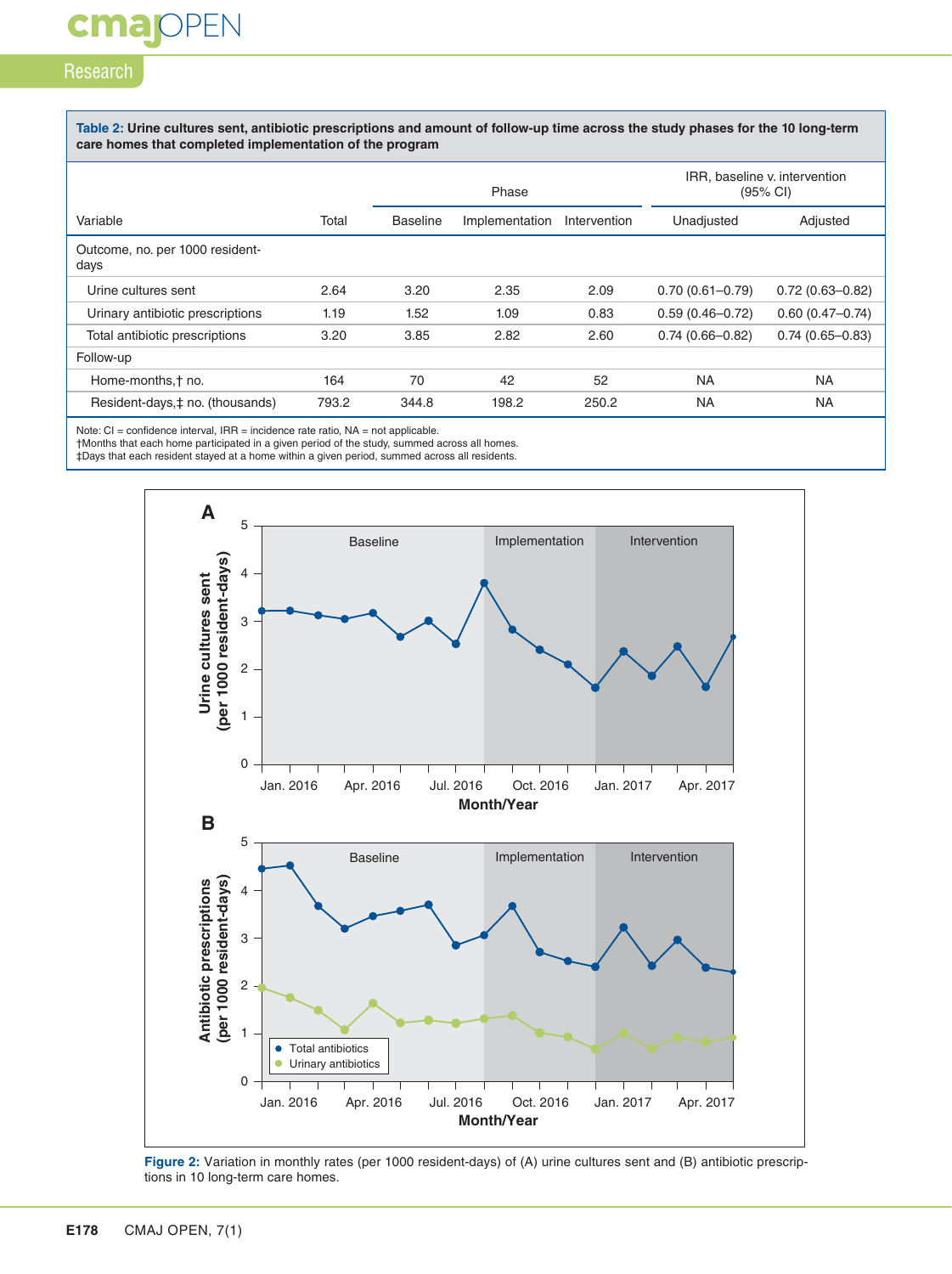**Table 2: Urine cultures sent, antibiotic prescriptions and amount of follow-up time across the study phases for the 10 long-term care homes that completed implementation of the program**

| Variable | Total | Phase | | | IRR, baseline v. intervention (95% CI) | |
|---|---|---|---|---|---|---|
| | | Baseline | Implementation | Intervention | Unadjusted | Adjusted |
| Outcome, no. per 1000 resident-days | | | | | | |
| Urine cultures sent | 2.64 | 3.20 | 2.35 | 2.09 | 0.70 (0.61–0.79) | 0.72 (0.63–0.82) |
| Urinary antibiotic prescriptions | 1.19 | 1.52 | 1.09 | 0.83 | 0.59 (0.46–0.72) | 0.60 (0.47–0.74) |
| Total antibiotic prescriptions | 3.20 | 3.85 | 2.82 | 2.60 | 0.74 (0.66–0.82) | 0.74 (0.65–0.83) |
| Follow-up | | | | | | |
| Home-months,† no. | 164 | 70 | 42 | 52 | NA | NA |
| Resident-days,‡ no. (thousands) | 793.2 | 344.8 | 198.2 | 250.2 | NA | NA |

Note: CI = confidence interval, IRR = incidence rate ratio, NA = not applicable.
†Months that each home participated in a given period of the study, summed across all homes.
‡Days that each resident stayed at a home within a given period, summed across all residents.

**Figure 2:** Variation in monthly rates (per 1000 resident-days) of (A) urine cultures sent and (B) antibiotic prescriptions in 10 long-term care homes.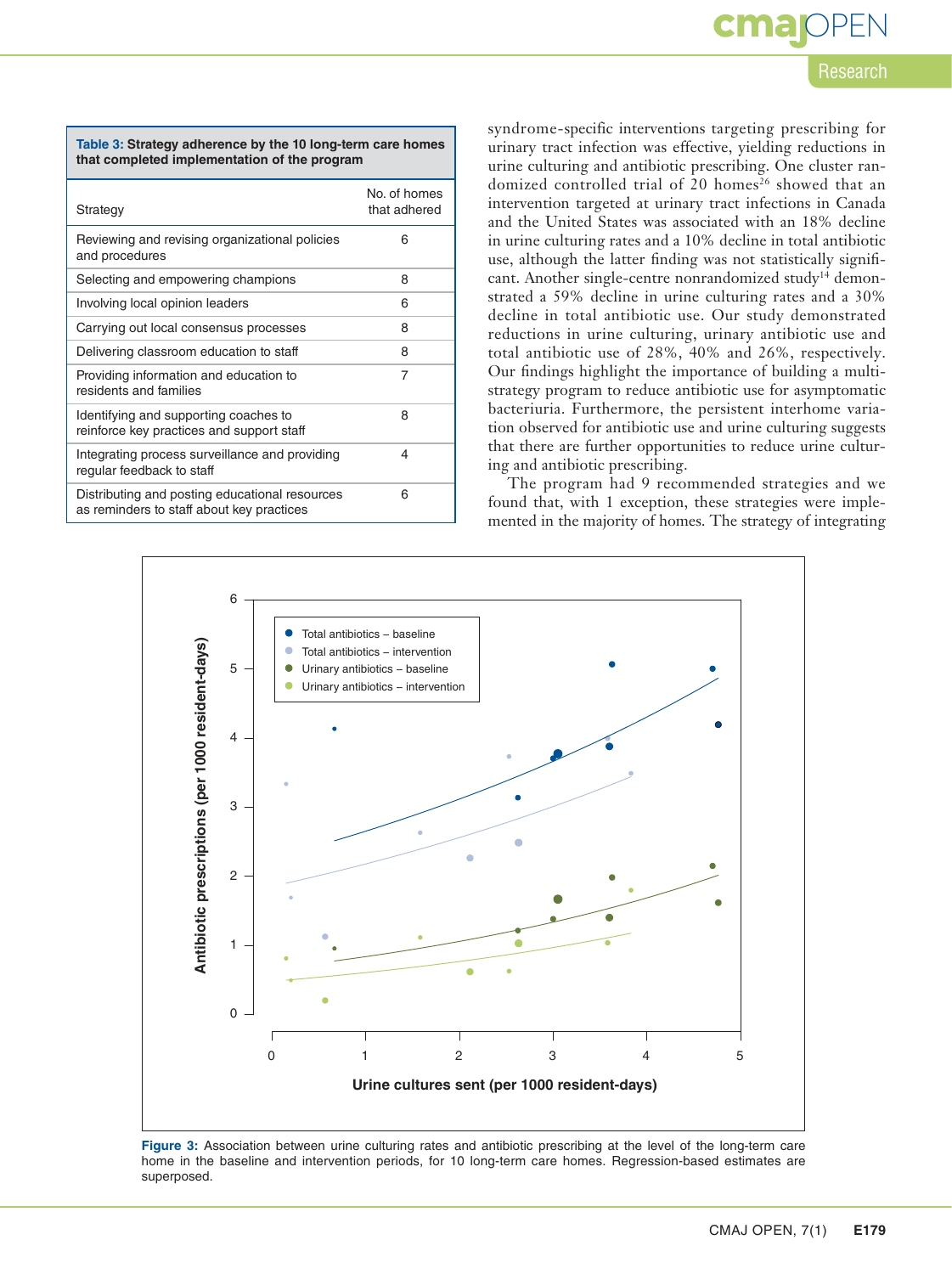**Table 3: Strategy adherence by the 10 long-term care homes that completed implementation of the program**

| Strategy | No. of homes that adhered |
|---|---|
| Reviewing and revising organizational policies and procedures | 6 |
| Selecting and empowering champions | 8 |
| Involving local opinion leaders | 6 |
| Carrying out local consensus processes | 8 |
| Delivering classroom education to staff | 8 |
| Providing information and education to residents and families | 7 |
| Identifying and supporting coaches to reinforce key practices and support staff | 8 |
| Integrating process surveillance and providing regular feedback to staff | 4 |
| Distributing and posting educational resources as reminders to staff about key practices | 6 |

syndrome-specific interventions targeting prescribing for urinary tract infection was effective, yielding reductions in urine culturing and antibiotic prescribing. One cluster randomized controlled trial of 20 homes[26] showed that an intervention targeted at urinary tract infections in Canada and the United States was associated with an 18% decline in urine culturing rates and a 10% decline in total antibiotic use, although the latter finding was not statistically significant. Another single-centre nonrandomized study[14] demonstrated a 59% decline in urine culturing rates and a 30% decline in total antibiotic use. Our study demonstrated reductions in urine culturing, urinary antibiotic use and total antibiotic use of 28%, 40% and 26%, respectively. Our findings highlight the importance of building a multistrategy program to reduce antibiotic use for asymptomatic bacteriuria. Furthermore, the persistent interhome variation observed for antibiotic use and urine culturing suggests that there are further opportunities to reduce urine culturing and antibiotic prescribing.

The program had 9 recommended strategies and we found that, with 1 exception, these strategies were implemented in the majority of homes. The strategy of integrating

**Figure 3:** Association between urine culturing rates and antibiotic prescribing at the level of the long-term care home in the baseline and intervention periods, for 10 long-term care homes. Regression-based estimates are superposed.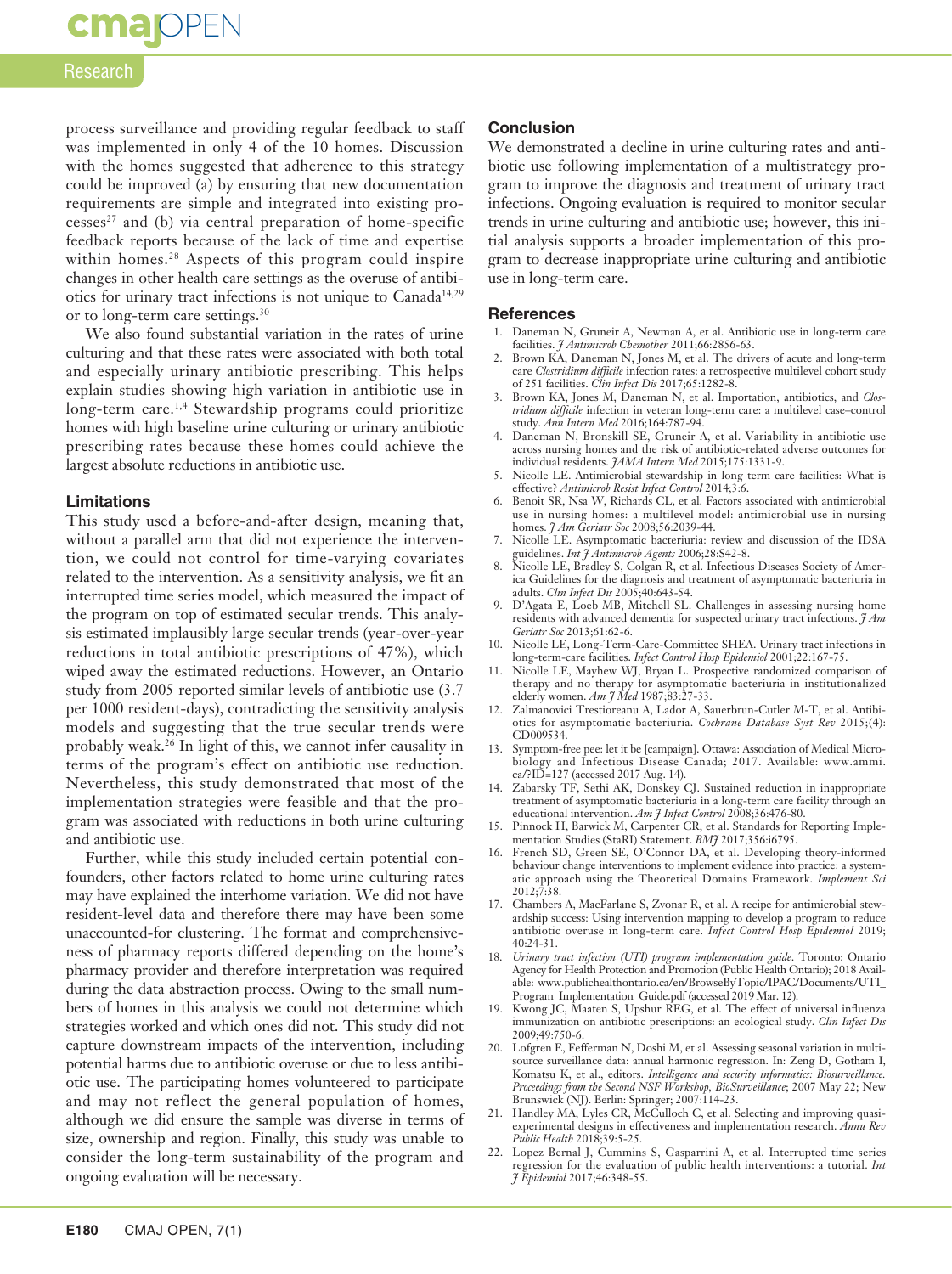process surveillance and providing regular feedback to staff was implemented in only 4 of the 10 homes. Discussion with the homes suggested that adherence to this strategy could be improved (a) by ensuring that new documentation requirements are simple and integrated into existing processes[27] and (b) via central preparation of home-specific feedback reports because of the lack of time and expertise within homes.[28] Aspects of this program could inspire changes in other health care settings as the overuse of antibiotics for urinary tract infections is not unique to Canada[14,29] or to long-term care settings.[30]

We also found substantial variation in the rates of urine culturing and that these rates were associated with both total and especially urinary antibiotic prescribing. This helps explain studies showing high variation in antibiotic use in long-term care.[1,4] Stewardship programs could prioritize homes with high baseline urine culturing or urinary antibiotic prescribing rates because these homes could achieve the largest absolute reductions in antibiotic use.

### Limitations

This study used a before-and-after design, meaning that, without a parallel arm that did not experience the intervention, we could not control for time-varying covariates related to the intervention. As a sensitivity analysis, we fit an interrupted time series model, which measured the impact of the program on top of estimated secular trends. This analysis estimated implausibly large secular trends (year-over-year reductions in total antibiotic prescriptions of 47%), which wiped away the estimated reductions. However, an Ontario study from 2005 reported similar levels of antibiotic use (3.7 per 1000 resident-days), contradicting the sensitivity analysis models and suggesting that the true secular trends were probably weak.[26] In light of this, we cannot infer causality in terms of the program's effect on antibiotic use reduction. Nevertheless, this study demonstrated that most of the implementation strategies were feasible and that the program was associated with reductions in both urine culturing and antibiotic use.

Further, while this study included certain potential confounders, other factors related to home urine culturing rates may have explained the interhome variation. We did not have resident-level data and therefore there may have been some unaccounted-for clustering. The format and comprehensiveness of pharmacy reports differed depending on the home's pharmacy provider and therefore interpretation was required during the data abstraction process. Owing to the small numbers of homes in this analysis we could not determine which strategies worked and which ones did not. This study did not capture downstream impacts of the intervention, including potential harms due to antibiotic overuse or due to less antibiotic use. The participating homes volunteered to participate and may not reflect the general population of homes, although we did ensure the sample was diverse in terms of size, ownership and region. Finally, this study was unable to consider the long-term sustainability of the program and ongoing evaluation will be necessary.

## Conclusion

We demonstrated a decline in urine culturing rates and antibiotic use following implementation of a multistrategy program to improve the diagnosis and treatment of urinary tract infections. Ongoing evaluation is required to monitor secular trends in urine culturing and antibiotic use; however, this initial analysis supports a broader implementation of this program to decrease inappropriate urine culturing and antibiotic use in long-term care.

## References

1. Daneman N, Gruneir A, Newman A, et al. Antibiotic use in long-term care facilities. *J Antimicrob Chemother* 2011;66:2856-63.
2. Brown KA, Daneman N, Jones M, et al. The drivers of acute and long-term care *Clostridium difficile* infection rates: a retrospective multilevel cohort study of 251 facilities. *Clin Infect Dis* 2017;65:1282-8.
3. Brown KA, Jones M, Daneman N, et al. Importation, antibiotics, and *Clostridium difficile* infection in veteran long-term care: a multilevel case–control study. *Ann Intern Med* 2016;164:787-94.
4. Daneman N, Bronskill SE, Gruneir A, et al. Variability in antibiotic use across nursing homes and the risk of antibiotic-related adverse outcomes for individual residents. *JAMA Intern Med* 2015;175:1331-9.
5. Nicolle LE. Antimicrobial stewardship in long term care facilities: What is effective? *Antimicrob Resist Infect Control* 2014;3:6.
6. Benoit SR, Nsa W, Richards CL, et al. Factors associated with antimicrobial use in nursing homes: a multilevel model: antimicrobial use in nursing homes. *J Am Geriatr Soc* 2008;56:2039-44.
7. Nicolle LE. Asymptomatic bacteriuria: review and discussion of the IDSA guidelines. *Int J Antimicrob Agents* 2006;28:S42-8.
8. Nicolle LE, Bradley S, Colgan R, et al. Infectious Diseases Society of America Guidelines for the diagnosis and treatment of asymptomatic bacteriuria in adults. *Clin Infect Dis* 2005;40:643-54.
9. D'Agata E, Loeb MB, Mitchell SL. Challenges in assessing nursing home residents with advanced dementia for suspected urinary tract infections. *J Am Geriatr Soc* 2013;61:62-6.
10. Nicolle LE, Long-Term-Care-Committee SHEA. Urinary tract infections in long-term-care facilities. *Infect Control Hosp Epidemiol* 2001;22:167-75.
11. Nicolle LE, Mayhew WJ, Bryan L. Prospective randomized comparison of therapy and no therapy for asymptomatic bacteriuria in institutionalized elderly women. *Am J Med* 1987;83:27-33.
12. Zalmanovici Trestioreanu A, Lador A, Sauerbrun-Cutler M-T, et al. Antibiotics for asymptomatic bacteriuria. *Cochrane Database Syst Rev* 2015;(4):CD009534.
13. Symptom-free pee: let it be [campaign]. Ottawa: Association of Medical Microbiology and Infectious Disease Canada; 2017. Available: www.ammi.ca/?ID=127 (accessed 2017 Aug. 14).
14. Zabarsky TF, Sethi AK, Donskey CJ. Sustained reduction in inappropriate treatment of asymptomatic bacteriuria in a long-term care facility through an educational intervention. *Am J Infect Control* 2008;36:476-80.
15. Pinnock H, Barwick M, Carpenter CR, et al. Standards for Reporting Implementation Studies (StaRI) Statement. *BMJ* 2017;356:i6795.
16. French SD, Green SE, O'Connor DA, et al. Developing theory-informed behaviour change interventions to implement evidence into practice: a systematic approach using the Theoretical Domains Framework. *Implement Sci* 2012;7:38.
17. Chambers A, MacFarlane S, Zvonar R, et al. A recipe for antimicrobial stewardship success: Using intervention mapping to develop a program to reduce antibiotic overuse in long-term care. *Infect Control Hosp Epidemiol* 2019; 40:24-31.
18. *Urinary tract infection (UTI) program implementation guide*. Toronto: Ontario Agency for Health Protection and Promotion (Public Health Ontario); 2018 Available: www.publichealthontario.ca/en/BrowseByTopic/IPAC/Documents/UTI_Program_Implementation_Guide.pdf (accessed 2019 Mar. 12).
19. Kwong JC, Maaten S, Upshur REG, et al. The effect of universal influenza immunization on antibiotic prescriptions: an ecological study. *Clin Infect Dis* 2009;49:750-6.
20. Lofgren E, Fefferman N, Doshi M, et al. Assessing seasonal variation in multisource surveillance data: annual harmonic regression. In: Zeng D, Gotham I, Komatsu K, et al., editors. *Intelligence and security informatics: Biosurveillance. Proceedings from the Second NSF Workshop, BioSurveillance*; 2007 May 22; New Brunswick (NJ). Berlin: Springer; 2007:114-23.
21. Handley MA, Lyles CR, McCulloch C, et al. Selecting and improving quasi-experimental designs in effectiveness and implementation research. *Annu Rev Public Health* 2018;39:5-25.
22. Lopez Bernal J, Cummins S, Gasparrini A, et al. Interrupted time series regression for the evaluation of public health interventions: a tutorial. *Int J Epidemiol* 2017;46:348-55.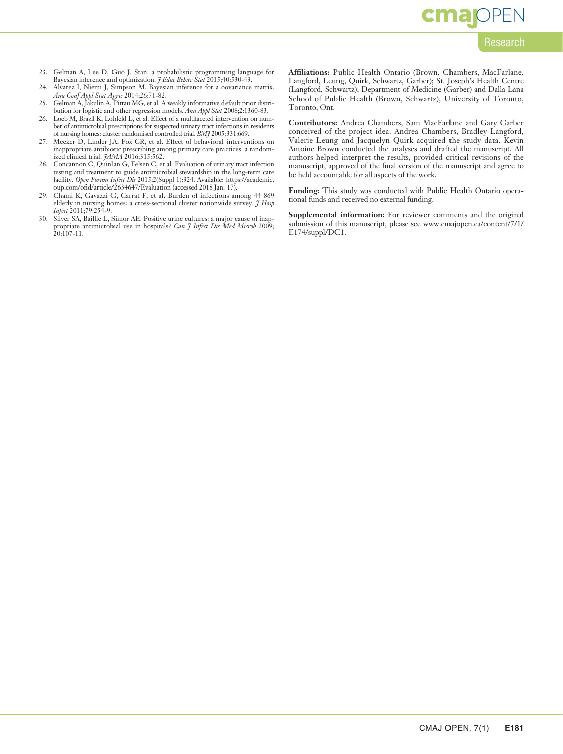23. Gelman A, Lee D, Guo J. Stan: a probabilistic programming language for Bayesian inference and optimization. *J Educ Behav Stat* 2015;40:530-43.
24. Alvarez I, Niemi J, Simpson M. Bayesian inference for a covariance matrix. *Anu Conf Appl Stat Agric* 2014;26:71-82.
25. Gelman A, Jakulin A, Pittau MG, et al. A weakly informative default prior distribution for logistic and other regression models. *Ann Appl Stat* 2008;2:1360-83.
26. Loeb M, Brazil K, Lohfeld L, et al. Effect of a multifaceted intervention on number of antimicrobial prescriptions for suspected urinary tract infections in residents of nursing homes: cluster randomised controlled trial. *BMJ* 2005;331:669.
27. Meeker D, Linder JA, Fox CR, et al. Effect of behavioral interventions on inappropriate antibiotic prescribing among primary care practices: a randomized clinical trial. *JAMA* 2016;315:562.
28. Concannon C, Quinlan G, Felsen C, et al. Evaluation of urinary tract infection testing and treatment to guide antimicrobial stewardship in the long-term care facility. *Open Forum Infect Dis* 2015;2(Suppl 1):324. Available: https://academic.oup.com/ofid/article/2634647/Evaluation (accessed 2018 Jan. 17).
29. Chami K, Gavazzi G, Carrat F, et al. Burden of infections among 44 869 elderly in nursing homes: a cross-sectional cluster nationwide survey. *J Hosp Infect* 2011;79:254-9.
30. Silver SA, Baillie L, Simor AE. Positive urine cultures: a major cause of inappropriate antimicrobial use in hospitals? *Can J Infect Dis Med Microb* 2009; 20:107-11.

**Affiliations:** Public Health Ontario (Brown, Chambers, MacFarlane, Langford, Leung, Quirk, Schwartz, Garber); St. Joseph's Health Centre (Langford, Schwartz); Department of Medicine (Garber) and Dalla Lana School of Public Health (Brown, Schwartz), University of Toronto, Toronto, Ont.

**Contributors:** Andrea Chambers, Sam MacFarlane and Gary Garber conceived of the project idea. Andrea Chambers, Bradley Langford, Valerie Leung and Jacquelyn Quirk acquired the study data. Kevin Antoine Brown conducted the analyses and drafted the manuscript. All authors helped interpret the results, provided critical revisions of the manuscript, approved of the final version of the manuscript and agree to be held accountable for all aspects of the work.

**Funding:** This study was conducted with Public Health Ontario operational funds and received no external funding.

**Supplemental information:** For reviewer comments and the original submission of this manuscript, please see www.cmajopen.ca/content/7/1/E174/suppl/DC1.